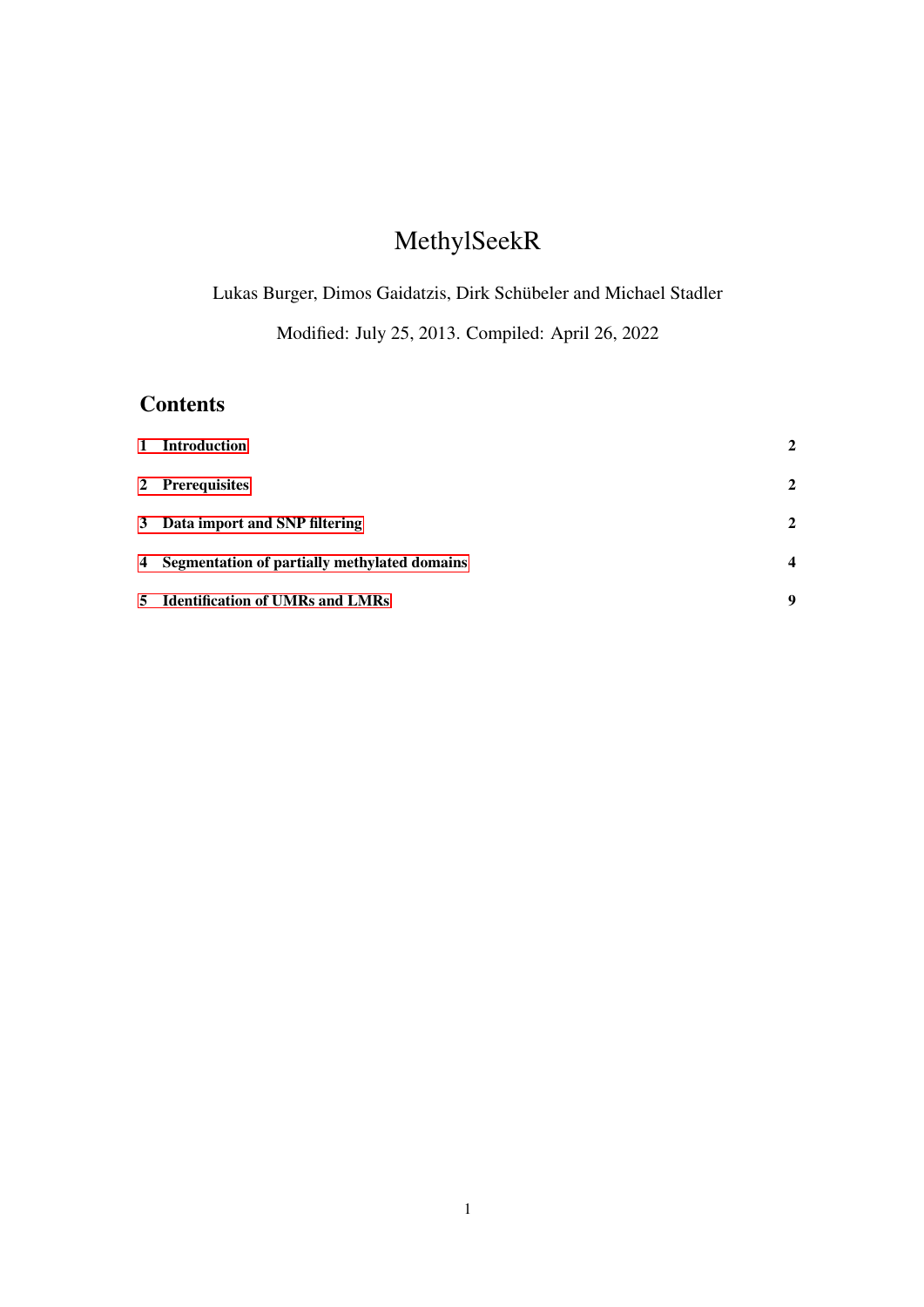# MethylSeekR

Lukas Burger, Dimos Gaidatzis, Dirk Schübeler and Michael Stadler

Modified: July 25, 2013. Compiled: April 26, 2022

## Contents

| | |
|---|---|
| **1 Introduction** | **2** |
| **2 Prerequisites** | **2** |
| **3 Data import and SNP filtering** | **2** |
| **4 Segmentation of partially methylated domains** | **4** |
| **5 Identification of UMRs and LMRs** | **9** |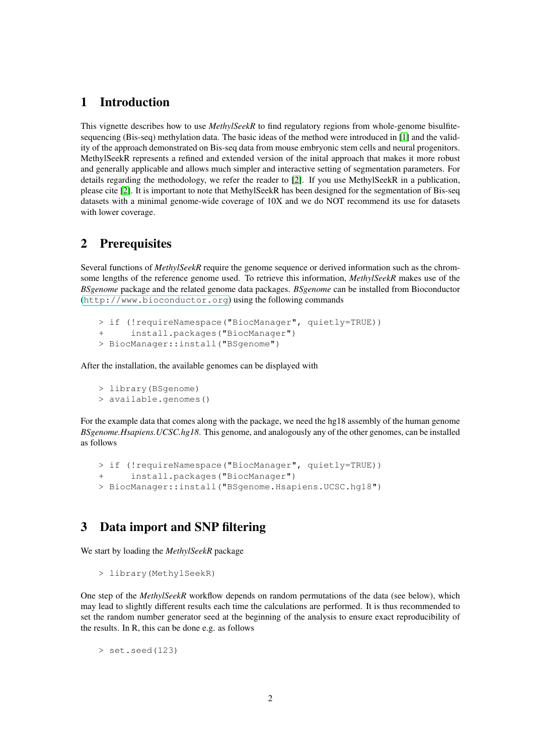## 1 Introduction

This vignette describes how to use *MethylSeekR* to find regulatory regions from whole-genome bisulfite-sequencing (Bis-seq) methylation data. The basic ideas of the method were introduced in [1] and the validity of the approach demonstrated on Bis-seq data from mouse embryonic stem cells and neural progenitors. MethylSeekR represents a refined and extended version of the inital approach that makes it more robust and generally applicable and allows much simpler and interactive setting of segmentation parameters. For details regarding the methodology, we refer the reader to [2]. If you use MethylSeekR in a publication, please cite [2]. It is important to note that MethylSeekR has been designed for the segmentation of Bis-seq datasets with a minimal genome-wide coverage of 10X and we do NOT recommend its use for datasets with lower coverage.

## 2 Prerequisites

Several functions of *MethylSeekR* require the genome sequence or derived information such as the chromsome lengths of the reference genome used. To retrieve this information, *MethylSeekR* makes use of the *BSgenome* package and the related genome data packages. *BSgenome* can be installed from Bioconductor (http://www.bioconductor.org) using the following commands

```
> if (!requireNamespace("BiocManager", quietly=TRUE))
+     install.packages("BiocManager")
> BiocManager::install("BSgenome")
```

After the installation, the available genomes can be displayed with

```
> library(BSgenome)
> available.genomes()
```

For the example data that comes along with the package, we need the hg18 assembly of the human genome *BSgenome.Hsapiens.UCSC.hg18*. This genome, and analogously any of the other genomes, can be installed as follows

```
> if (!requireNamespace("BiocManager", quietly=TRUE))
+     install.packages("BiocManager")
> BiocManager::install("BSgenome.Hsapiens.UCSC.hg18")
```

## 3 Data import and SNP filtering

We start by loading the *MethylSeekR* package

```
> library(MethylSeekR)
```

One step of the *MethylSeekR* workflow depends on random permutations of the data (see below), which may lead to slightly different results each time the calculations are performed. It is thus recommended to set the random number generator seed at the beginning of the analysis to ensure exact reproducibility of the results. In R, this can be done e.g. as follows

```
> set.seed(123)
```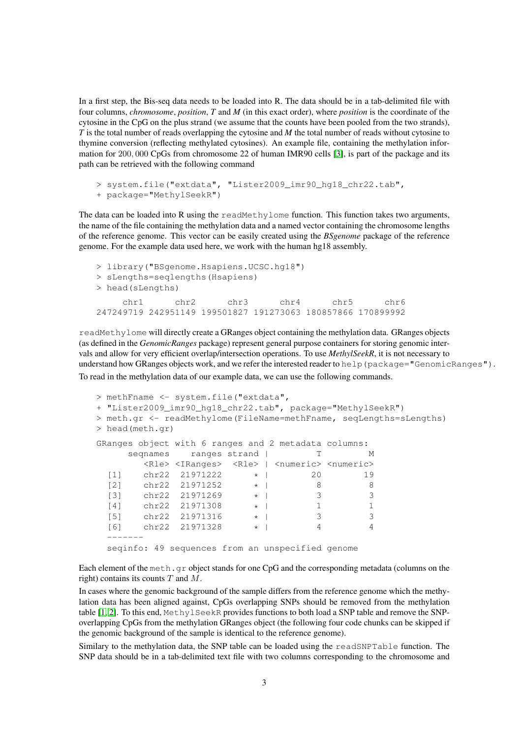In a first step, the Bis-seq data needs to be loaded into R. The data should be in a tab-delimited file with four columns, *chromosome*, *position*, *T* and *M* (in this exact order), where *position* is the coordinate of the cytosine in the CpG on the plus strand (we assume that the counts have been pooled from the two strands), *T* is the total number of reads overlapping the cytosine and *M* the total number of reads without cytosine to thymine conversion (reflecting methylated cytosines). An example file, containing the methylation information for 200,000 CpGs from chromosome 22 of human IMR90 cells [3], is part of the package and its path can be retrieved with the following command

```
> system.file("extdata", "Lister2009_imr90_hg18_chr22.tab",
+ package="MethylSeekR")
```

The data can be loaded into R using the `readMethylome` function. This function takes two arguments, the name of the file containing the methylation data and a named vector containing the chromosome lengths of the reference genome. This vector can be easily created using the *BSgenome* package of the reference genome. For the example data used here, we work with the human hg18 assembly.

```
> library("BSgenome.Hsapiens.UCSC.hg18")
> sLengths=seqlengths(Hsapiens)
> head(sLengths)

     chr1      chr2      chr3      chr4      chr5      chr6
247249719 242951149 199501827 191273063 180857866 170899992
```

`readMethylome` will directly create a GRanges object containing the methylation data. GRanges objects (as defined in the *GenomicRanges* package) represent general purpose containers for storing genomic intervals and allow for very efficient overlap/intersection operations. To use *MethylSeekR*, it is not necessary to understand how GRanges objects work, and we refer the interested reader to `help(package="GenomicRanges")`.

To read in the methylation data of our example data, we can use the following commands.

```
> methFname <- system.file("extdata",
+ "Lister2009_imr90_hg18_chr22.tab", package="MethylSeekR")
> meth.gr <- readMethylome(FileName=methFname, seqLengths=sLengths)
> head(meth.gr)

GRanges object with 6 ranges and 2 metadata columns:
      seqnames    ranges strand |         T         M
         <Rle> <IRanges>  <Rle> | <numeric> <numeric>
  [1]    chr22  21971222      * |        20        19
  [2]    chr22  21971252      * |         8         8
  [3]    chr22  21971269      * |         3         3
  [4]    chr22  21971308      * |         1         1
  [5]    chr22  21971316      * |         3         3
  [6]    chr22  21971328      * |         4         4
  -------
  seqinfo: 49 sequences from an unspecified genome
```

Each element of the `meth.gr` object stands for one CpG and the corresponding metadata (columns on the right) contains its counts $T$ and $M$.

In cases where the genomic background of the sample differs from the reference genome which the methylation data has been aligned against, CpGs overlapping SNPs should be removed from the methylation table [1, 2]. To this end, `MethylSeekR` provides functions to both load a SNP table and remove the SNP-overlapping CpGs from the methylation GRanges object (the following four code chunks can be skipped if the genomic background of the sample is identical to the reference genome).

Similary to the methylation data, the SNP table can be loaded using the `readSNPTable` function. The SNP data should be in a tab-delimited text file with two columns corresponding to the chromosome and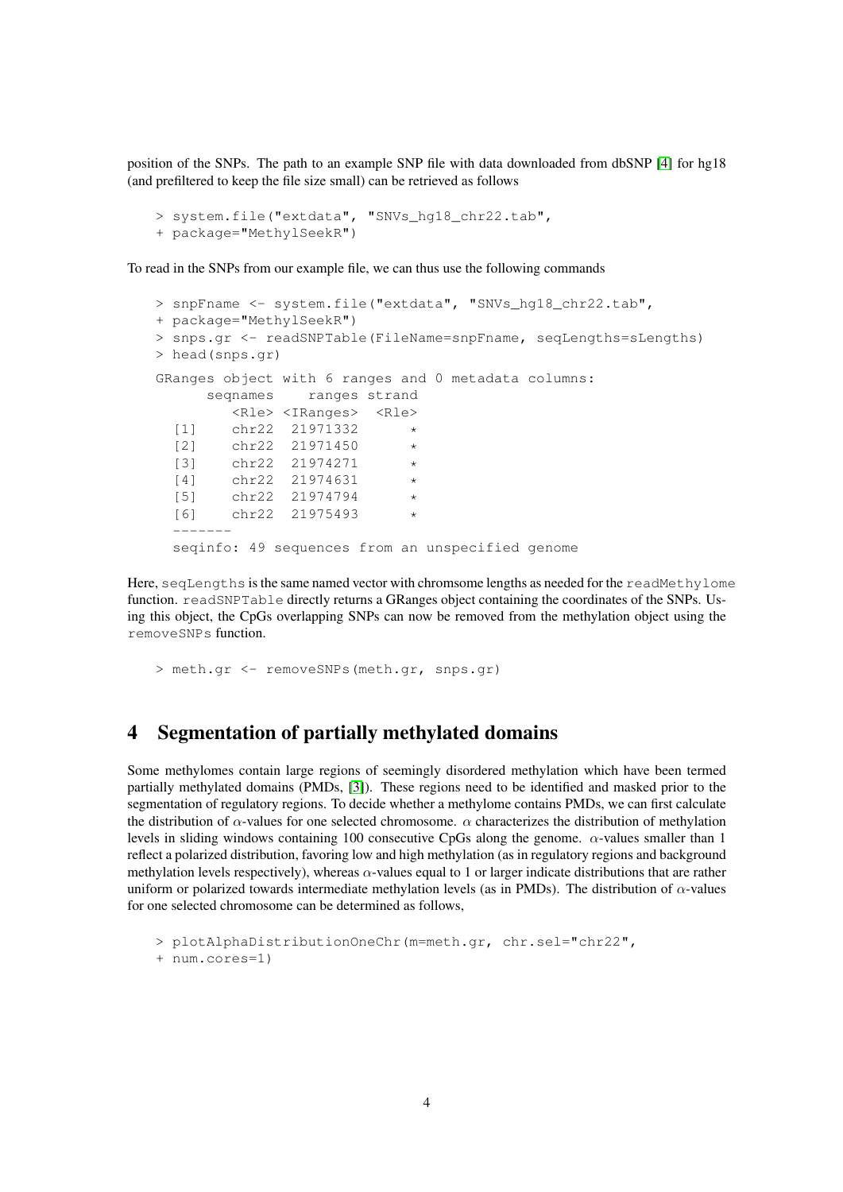position of the SNPs. The path to an example SNP file with data downloaded from dbSNP [4] for hg18 (and prefiltered to keep the file size small) can be retrieved as follows

```
> system.file("extdata", "SNVs_hg18_chr22.tab",
+ package="MethylSeekR")
```

To read in the SNPs from our example file, we can thus use the following commands

```
> snpFname <- system.file("extdata", "SNVs_hg18_chr22.tab",
+ package="MethylSeekR")
> snps.gr <- readSNPTable(FileName=snpFname, seqLengths=sLengths)
> head(snps.gr)

GRanges object with 6 ranges and 0 metadata columns:
      seqnames    ranges strand
         <Rle> <IRanges>  <Rle>
  [1]    chr22  21971332      *
  [2]    chr22  21971450      *
  [3]    chr22  21974271      *
  [4]    chr22  21974631      *
  [5]    chr22  21974794      *
  [6]    chr22  21975493      *
  -------
  seqinfo: 49 sequences from an unspecified genome
```

Here, `seqLengths` is the same named vector with chromsome lengths as needed for the `readMethylome` function. `readSNPTable` directly returns a GRanges object containing the coordinates of the SNPs. Using this object, the CpGs overlapping SNPs can now be removed from the methylation object using the `removeSNPs` function.

```
> meth.gr <- removeSNPs(meth.gr, snps.gr)
```

## 4 Segmentation of partially methylated domains

Some methylomes contain large regions of seemingly disordered methylation which have been termed partially methylated domains (PMDs, [3]). These regions need to be identified and masked prior to the segmentation of regulatory regions. To decide whether a methylome contains PMDs, we can first calculate the distribution of $\alpha$-values for one selected chromosome. $\alpha$ characterizes the distribution of methylation levels in sliding windows containing 100 consecutive CpGs along the genome. $\alpha$-values smaller than 1 reflect a polarized distribution, favoring low and high methylation (as in regulatory regions and background methylation levels respectively), whereas $\alpha$-values equal to 1 or larger indicate distributions that are rather uniform or polarized towards intermediate methylation levels (as in PMDs). The distribution of $\alpha$-values for one selected chromosome can be determined as follows,

```
> plotAlphaDistributionOneChr(m=meth.gr, chr.sel="chr22",
+ num.cores=1)
```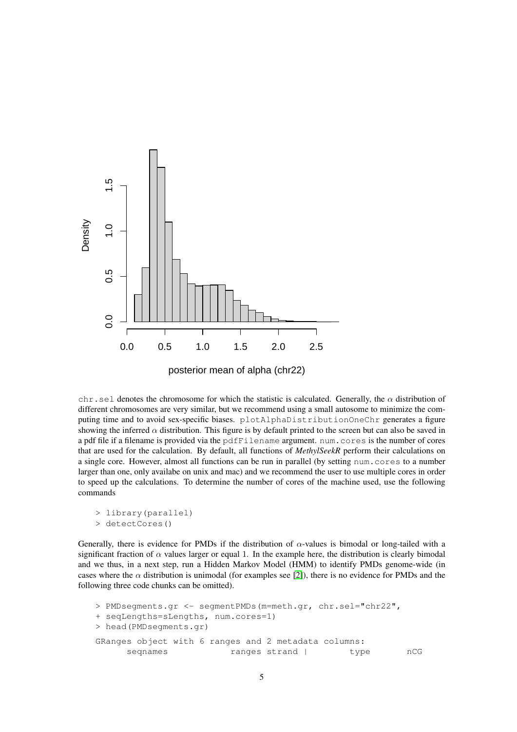chr.sel denotes the chromosome for which the statistic is calculated. Generally, the $\alpha$ distribution of different chromosomes are very similar, but we recommend using a small autosome to minimize the computing time and to avoid sex-specific biases. plotAlphaDistributionOneChr generates a figure showing the inferred $\alpha$ distribution. This figure is by default printed to the screen but can also be saved in a pdf file if a filename is provided via the pdfFilename argument. num.cores is the number of cores that are used for the calculation. By default, all functions of *MethylSeekR* perform their calculations on a single core. However, almost all functions can be run in parallel (by setting num.cores to a number larger than one, only availabe on unix and mac) and we recommend the user to use multiple cores in order to speed up the calculations. To determine the number of cores of the machine used, use the following commands

```
> library(parallel)
> detectCores()
```

Generally, there is evidence for PMDs if the distribution of $\alpha$-values is bimodal or long-tailed with a significant fraction of $\alpha$ values larger or equal 1. In the example here, the distribution is clearly bimodal and we thus, in a next step, run a Hidden Markov Model (HMM) to identify PMDs genome-wide (in cases where the $\alpha$ distribution is unimodal (for examples see [2]), there is no evidence for PMDs and the following three code chunks can be omitted).

```
> PMDsegments.gr <- segmentPMDs(m=meth.gr, chr.sel="chr22",
+ seqLengths=sLengths, num.cores=1)
> head(PMDsegments.gr)
GRanges object with 6 ranges and 2 metadata columns:
      seqnames             ranges strand |        type       nCG
```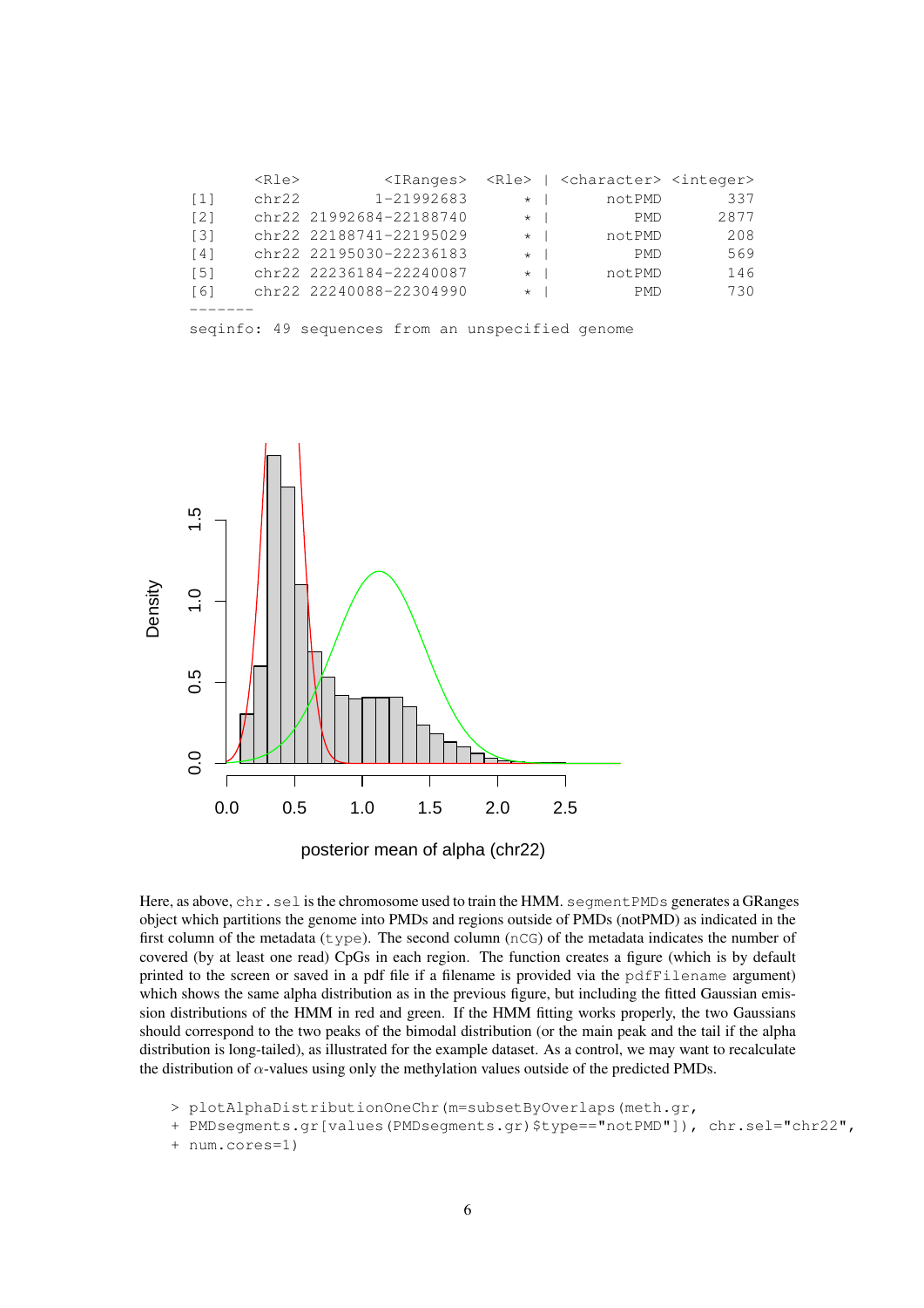```
      <Rle>          <IRanges>  <Rle> | <character> <integer>
[1]    chr22         1-21992683      * |      notPMD       337
[2]    chr22 21992684-22188740      * |         PMD      2877
[3]    chr22 22188741-22195029      * |      notPMD       208
[4]    chr22 22195030-22236183      * |         PMD       569
[5]    chr22 22236184-22240087      * |      notPMD       146
[6]    chr22 22240088-22304990      * |         PMD       730
-------
seqinfo: 49 sequences from an unspecified genome
```

Here, as above, `chr.sel` is the chromosome used to train the HMM. `segmentPMDs` generates a GRanges object which partitions the genome into PMDs and regions outside of PMDs (notPMD) as indicated in the first column of the metadata (`type`). The second column (`nCG`) of the metadata indicates the number of covered (by at least one read) CpGs in each region. The function creates a figure (which is by default printed to the screen or saved in a pdf file if a filename is provided via the `pdfFilename` argument) which shows the same alpha distribution as in the previous figure, but including the fitted Gaussian emission distributions of the HMM in red and green. If the HMM fitting works properly, the two Gaussians should correspond to the two peaks of the bimodal distribution (or the main peak and the tail if the alpha distribution is long-tailed), as illustrated for the example dataset. As a control, we may want to recalculate the distribution of $\alpha$-values using only the methylation values outside of the predicted PMDs.

```
> plotAlphaDistributionOneChr(m=subsetByOverlaps(meth.gr,
+ PMDsegments.gr[values(PMDsegments.gr)$type=="notPMD"]), chr.sel="chr22",
+ num.cores=1)
```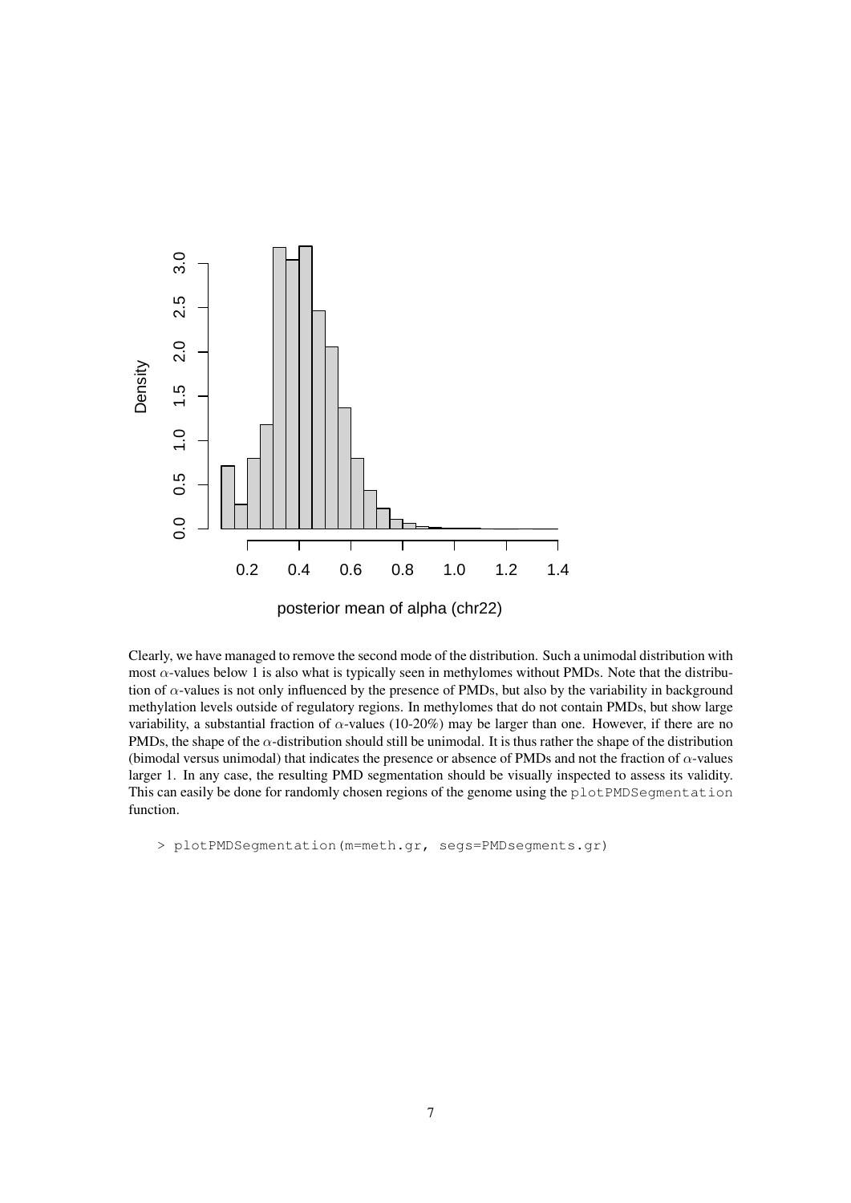Clearly, we have managed to remove the second mode of the distribution. Such a unimodal distribution with most $\alpha$-values below 1 is also what is typically seen in methylomes without PMDs. Note that the distribution of $\alpha$-values is not only influenced by the presence of PMDs, but also by the variability in background methylation levels outside of regulatory regions. In methylomes that do not contain PMDs, but show large variability, a substantial fraction of $\alpha$-values (10-20%) may be larger than one. However, if there are no PMDs, the shape of the $\alpha$-distribution should still be unimodal. It is thus rather the shape of the distribution (bimodal versus unimodal) that indicates the presence or absence of PMDs and not the fraction of $\alpha$-values larger 1. In any case, the resulting PMD segmentation should be visually inspected to assess its validity. This can easily be done for randomly chosen regions of the genome using the `plotPMDSegmentation` function.

```
> plotPMDSegmentation(m=meth.gr, segs=PMDsegments.gr)
```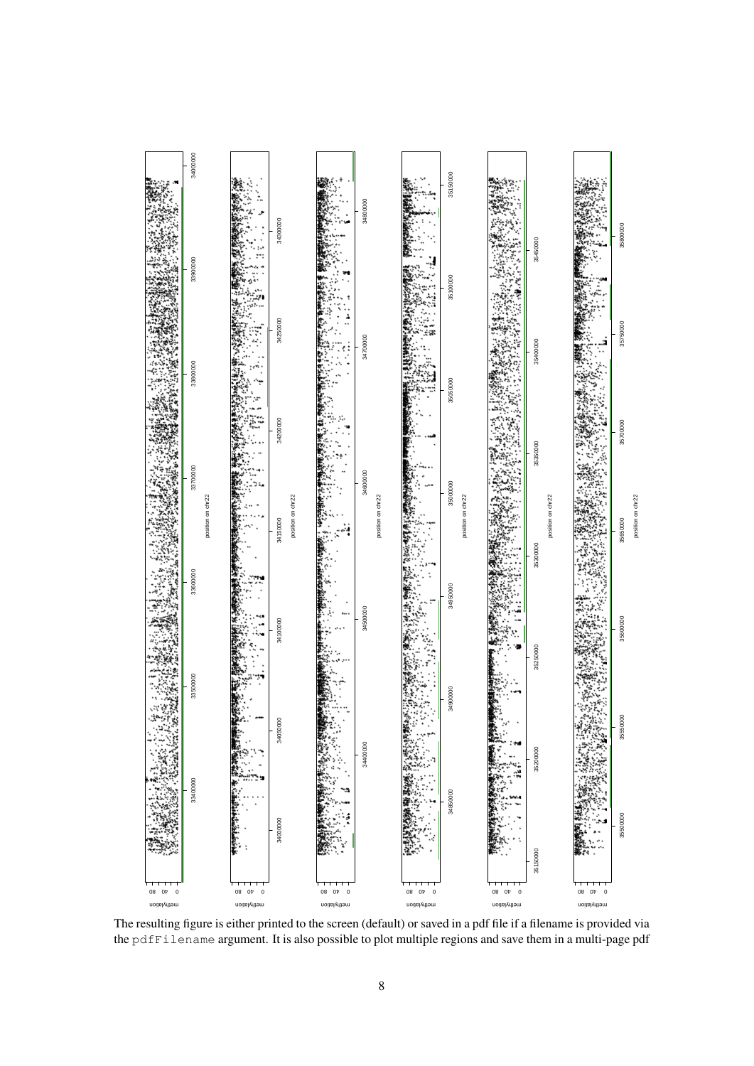The resulting figure is either printed to the screen (default) or saved in a pdf file if a filename is provided via the `pdfFilename` argument. It is also possible to plot multiple regions and save them in a multi-page pdf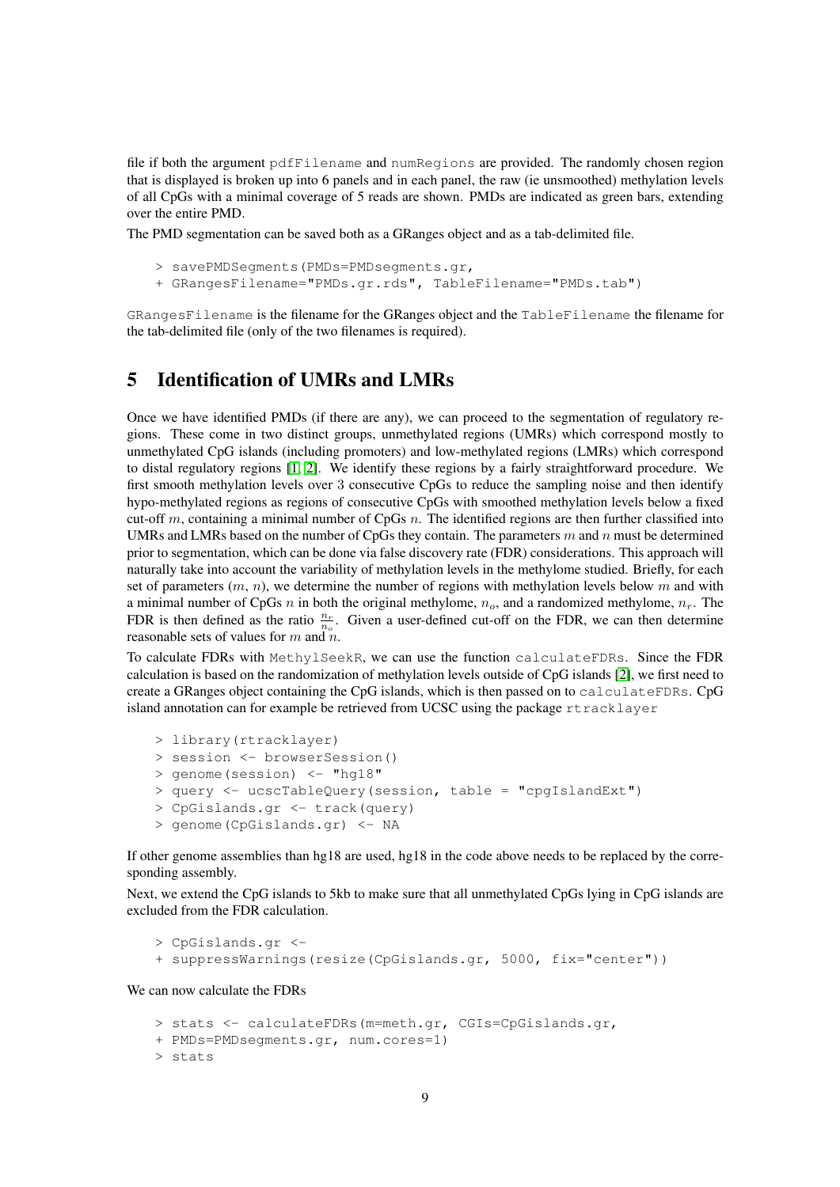file if both the argument `pdfFilename` and `numRegions` are provided. The randomly chosen region that is displayed is broken up into 6 panels and in each panel, the raw (ie unsmoothed) methylation levels of all CpGs with a minimal coverage of 5 reads are shown. PMDs are indicated as green bars, extending over the entire PMD.

The PMD segmentation can be saved both as a GRanges object and as a tab-delimited file.

```
> savePMDSegments(PMDs=PMDsegments.gr,
+ GRangesFilename="PMDs.gr.rds", TableFilename="PMDs.tab")
```

`GRangesFilename` is the filename for the GRanges object and the `TableFilename` the filename for the tab-delimited file (only of the two filenames is required).

# 5 Identification of UMRs and LMRs

Once we have identified PMDs (if there are any), we can proceed to the segmentation of regulatory regions. These come in two distinct groups, unmethylated regions (UMRs) which correspond mostly to unmethylated CpG islands (including promoters) and low-methylated regions (LMRs) which correspond to distal regulatory regions [1, 2]. We identify these regions by a fairly straightforward procedure. We first smooth methylation levels over 3 consecutive CpGs to reduce the sampling noise and then identify hypo-methylated regions as regions of consecutive CpGs with smoothed methylation levels below a fixed cut-off $m$, containing a minimal number of CpGs $n$. The identified regions are then further classified into UMRs and LMRs based on the number of CpGs they contain. The parameters $m$ and $n$ must be determined prior to segmentation, which can be done via false discovery rate (FDR) considerations. This approach will naturally take into account the variability of methylation levels in the methylome studied. Briefly, for each set of parameters ($m$, $n$), we determine the number of regions with methylation levels below $m$ and with a minimal number of CpGs $n$ in both the original methylome, $n_o$, and a randomized methylome, $n_r$. The FDR is then defined as the ratio $\frac{n_r}{n_o}$. Given a user-defined cut-off on the FDR, we can then determine reasonable sets of values for $m$ and $n$.

To calculate FDRs with `MethylSeekR`, we can use the function `calculateFDRs`. Since the FDR calculation is based on the randomization of methylation levels outside of CpG islands [2], we first need to create a GRanges object containing the CpG islands, which is then passed on to `calculateFDRs`. CpG island annotation can for example be retrieved from UCSC using the package `rtracklayer`

```
> library(rtracklayer)
> session <- browserSession()
> genome(session) <- "hg18"
> query <- ucscTableQuery(session, table = "cpgIslandExt")
> CpGislands.gr <- track(query)
> genome(CpGislands.gr) <- NA
```

If other genome assemblies than hg18 are used, hg18 in the code above needs to be replaced by the corresponding assembly.

Next, we extend the CpG islands to 5kb to make sure that all unmethylated CpGs lying in CpG islands are excluded from the FDR calculation.

```
> CpGislands.gr <-
+ suppressWarnings(resize(CpGislands.gr, 5000, fix="center"))
```

We can now calculate the FDRs

```
> stats <- calculateFDRs(m=meth.gr, CGIs=CpGislands.gr,
+ PMDs=PMDsegments.gr, num.cores=1)
> stats
```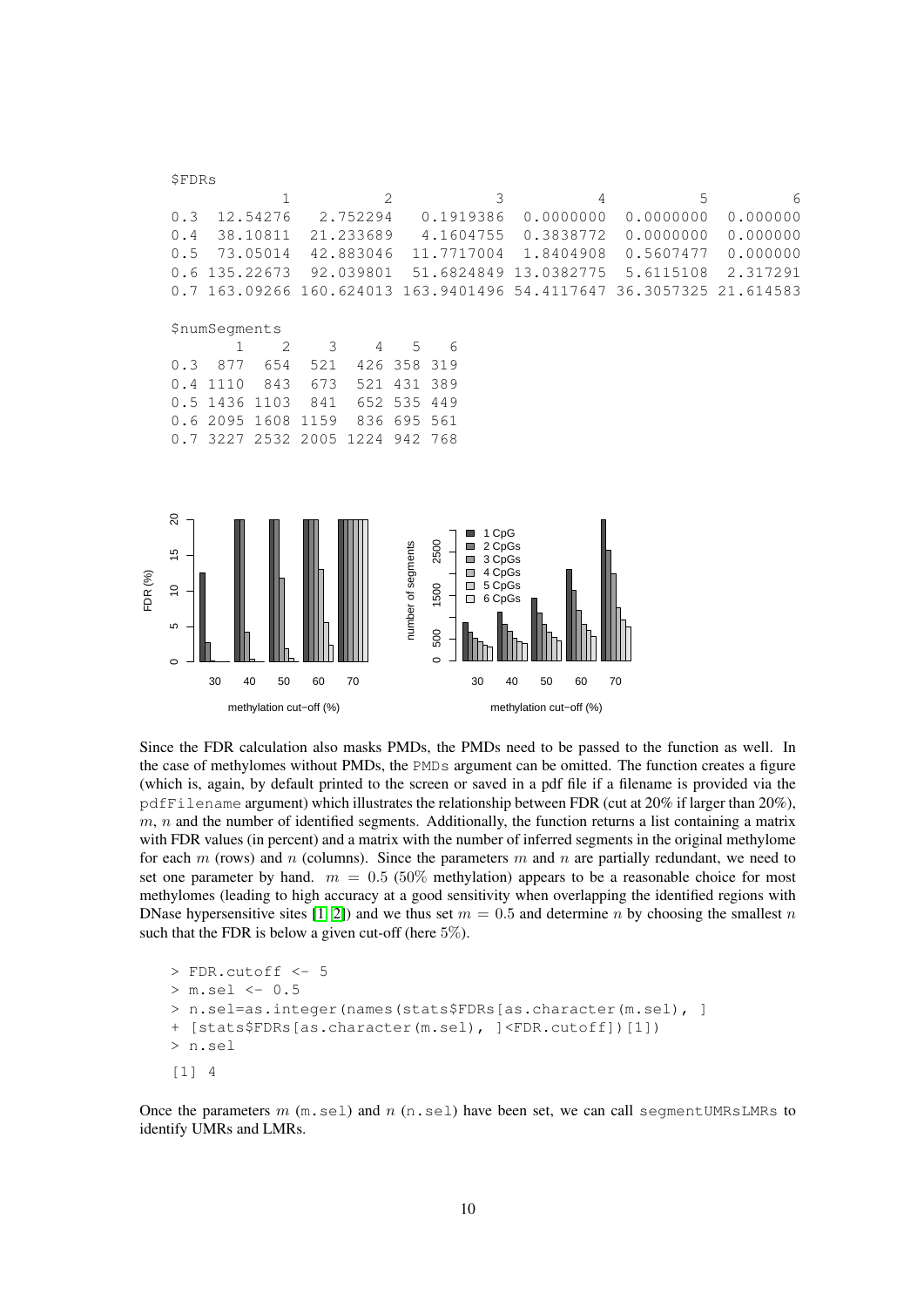```
$FDRs
            1          2           3          4          5         6
0.3  12.54276   2.752294   0.1919386  0.0000000  0.0000000  0.000000
0.4  38.10811  21.233689   4.1604755  0.3838772  0.0000000  0.000000
0.5  73.05014  42.883046  11.7717004  1.8404908  0.5607477  0.000000
0.6 135.22673  92.039801  51.6824849 13.0382775  5.6115108  2.317291
0.7 163.09266 160.624013 163.9401496 54.4117647 36.3057325 21.614583

$numSegments
       1    2    3    4   5   6
0.3  877  654  521  426 358 319
0.4 1110  843  673  521 431 389
0.5 1436 1103  841  652 535 449
0.6 2095 1608 1159  836 695 561
0.7 3227 2532 2005 1224 942 768
```

Since the FDR calculation also masks PMDs, the PMDs need to be passed to the function as well. In the case of methylomes without PMDs, the `PMDs` argument can be omitted. The function creates a figure (which is, again, by default printed to the screen or saved in a pdf file if a filename is provided via the `pdfFilename` argument) which illustrates the relationship between FDR (cut at 20% if larger than 20%), $m$, $n$ and the number of identified segments. Additionally, the function returns a list containing a matrix with FDR values (in percent) and a matrix with the number of inferred segments in the original methylome for each $m$ (rows) and $n$ (columns). Since the parameters $m$ and $n$ are partially redundant, we need to set one parameter by hand. $m = 0.5$ ($50\%$ methylation) appears to be a reasonable choice for most methylomes (leading to high accuracy at a good sensitivity when overlapping the identified regions with DNase hypersensitive sites [1, 2]) and we thus set $m = 0.5$ and determine $n$ by choosing the smallest $n$ such that the FDR is below a given cut-off (here $5\%$).

```
> FDR.cutoff <- 5
> m.sel <- 0.5
> n.sel=as.integer(names(stats$FDRs[as.character(m.sel), ]
+ [stats$FDRs[as.character(m.sel), ]<FDR.cutoff])[1])
> n.sel
[1] 4
```

Once the parameters $m$ (`m.sel`) and $n$ (`n.sel`) have been set, we can call `segmentUMRsLMRs` to identify UMRs and LMRs.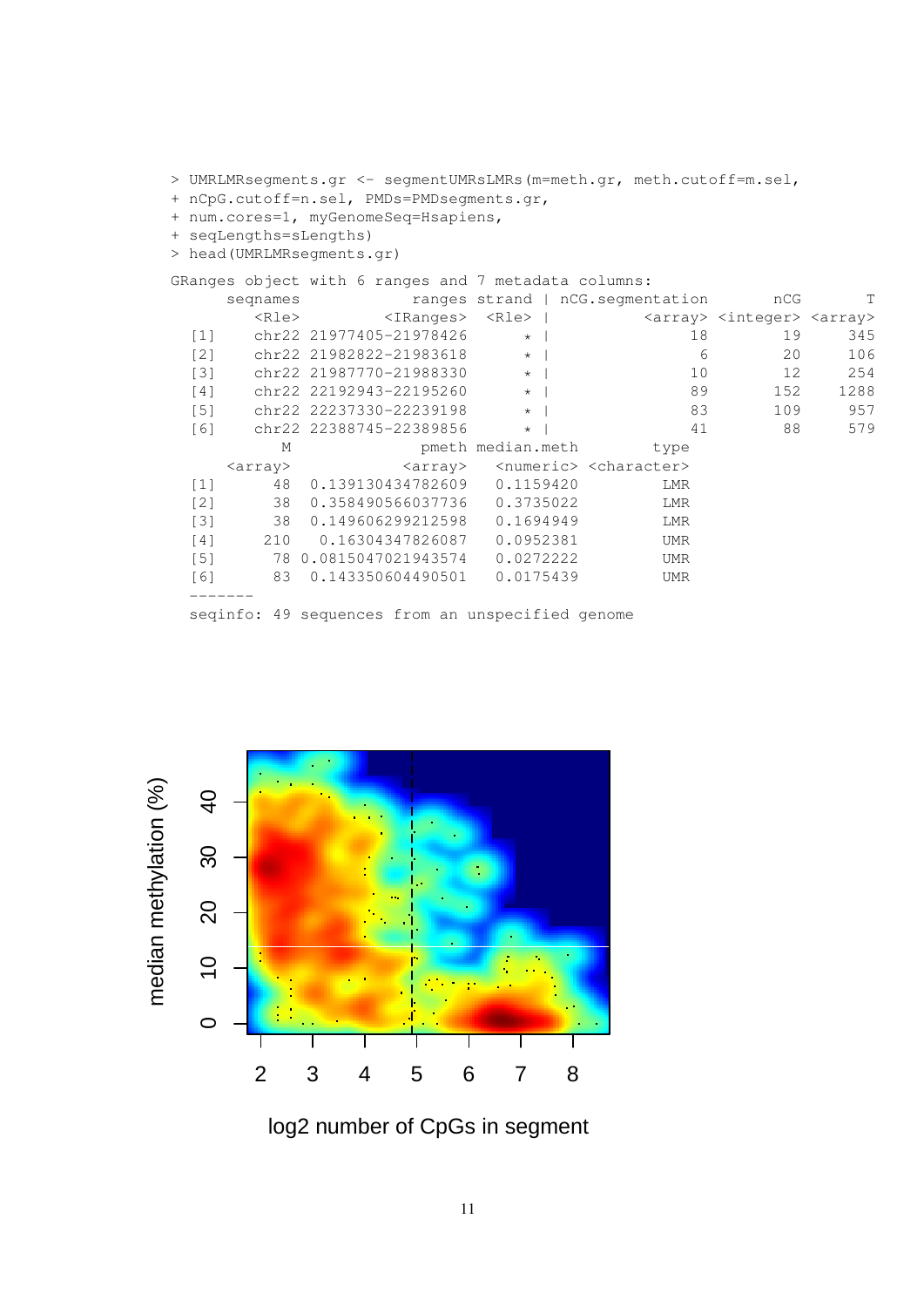```
> UMRLMRsegments.gr <- segmentUMRsLMRs(m=meth.gr, meth.cutoff=m.sel,
+ nCpG.cutoff=n.sel, PMDs=PMDsegments.gr,
+ num.cores=1, myGenomeSeq=Hsapiens,
+ seqLengths=sLengths)
> head(UMRLMRsegments.gr)

GRanges object with 6 ranges and 7 metadata columns:
      seqnames            ranges strand | nCG.segmentation       nCG       T
         <Rle>         <IRanges>  <Rle> |          <array> <integer> <array>
  [1]    chr22 21977405-21978426      * |               18        19     345
  [2]    chr22 21982822-21983618      * |                6        20     106
  [3]    chr22 21987770-21988330      * |               10        12     254
  [4]    chr22 22192943-22195260      * |               89       152    1288
  [5]    chr22 22237330-22239198      * |               83       109     957
  [6]    chr22 22388745-22389856      * |               41        88     579
            M             pmeth median.meth        type
      <array>           <array>   <numeric> <character>
  [1]      48 0.139130434782609   0.1159420         LMR
  [2]      38 0.358490566037736   0.3735022         LMR
  [3]      38 0.149606299212598   0.1694949         LMR
  [4]     210  0.16304347826087   0.0952381         UMR
  [5]      78 0.0815047021943574  0.0272222         UMR
  [6]      83 0.143350604490501   0.0175439         UMR
  -------
  seqinfo: 49 sequences from an unspecified genome
```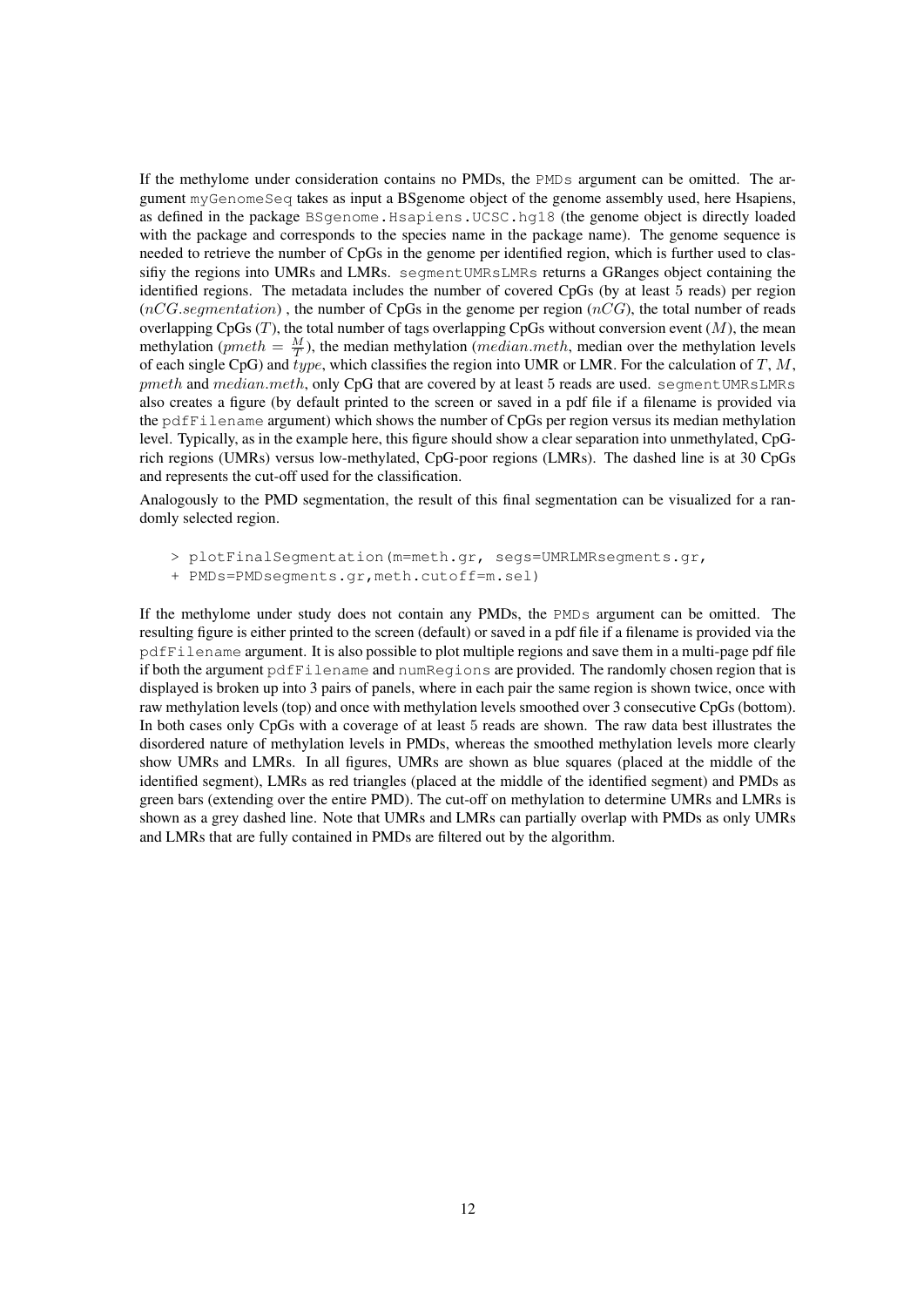If the methylome under consideration contains no PMDs, the `PMDs` argument can be omitted. The argument `myGenomeSeq` takes as input a BSgenome object of the genome assembly used, here Hsapiens, as defined in the package `BSgenome.Hsapiens.UCSC.hg18` (the genome object is directly loaded with the package and corresponds to the species name in the package name). The genome sequence is needed to retrieve the number of CpGs in the genome per identified region, which is further used to clasifiy the regions into UMRs and LMRs. `segmentUMRsLMRs` returns a GRanges object containing the identified regions. The metadata includes the number of covered CpGs (by at least 5 reads) per region ($nCG.segmentation$) , the number of CpGs in the genome per region ($nCG$), the total number of reads overlapping CpGs ($T$), the total number of tags overlapping CpGs without conversion event ($M$), the mean methylation ($pmeth = \frac{M}{T}$), the median methylation ($median.meth$, median over the methylation levels of each single CpG) and $type$, which classifies the region into UMR or LMR. For the calculation of $T$, $M$, $pmeth$ and $median.meth$, only CpG that are covered by at least 5 reads are used. `segmentUMRsLMRs` also creates a figure (by default printed to the screen or saved in a pdf file if a filename is provided via the `pdfFilename` argument) which shows the number of CpGs per region versus its median methylation level. Typically, as in the example here, this figure should show a clear separation into unmethylated, CpG-rich regions (UMRs) versus low-methylated, CpG-poor regions (LMRs). The dashed line is at 30 CpGs and represents the cut-off used for the classification.

Analogously to the PMD segmentation, the result of this final segmentation can be visualized for a randomly selected region.

```
> plotFinalSegmentation(m=meth.gr, segs=UMRLMRsegments.gr,
+ PMDs=PMDsegments.gr,meth.cutoff=m.sel)
```

If the methylome under study does not contain any PMDs, the `PMDs` argument can be omitted. The resulting figure is either printed to the screen (default) or saved in a pdf file if a filename is provided via the `pdfFilename` argument. It is also possible to plot multiple regions and save them in a multi-page pdf file if both the argument `pdfFilename` and `numRegions` are provided. The randomly chosen region that is displayed is broken up into 3 pairs of panels, where in each pair the same region is shown twice, once with raw methylation levels (top) and once with methylation levels smoothed over 3 consecutive CpGs (bottom). In both cases only CpGs with a coverage of at least 5 reads are shown. The raw data best illustrates the disordered nature of methylation levels in PMDs, whereas the smoothed methylation levels more clearly show UMRs and LMRs. In all figures, UMRs are shown as blue squares (placed at the middle of the identified segment), LMRs as red triangles (placed at the middle of the identified segment) and PMDs as green bars (extending over the entire PMD). The cut-off on methylation to determine UMRs and LMRs is shown as a grey dashed line. Note that UMRs and LMRs can partially overlap with PMDs as only UMRs and LMRs that are fully contained in PMDs are filtered out by the algorithm.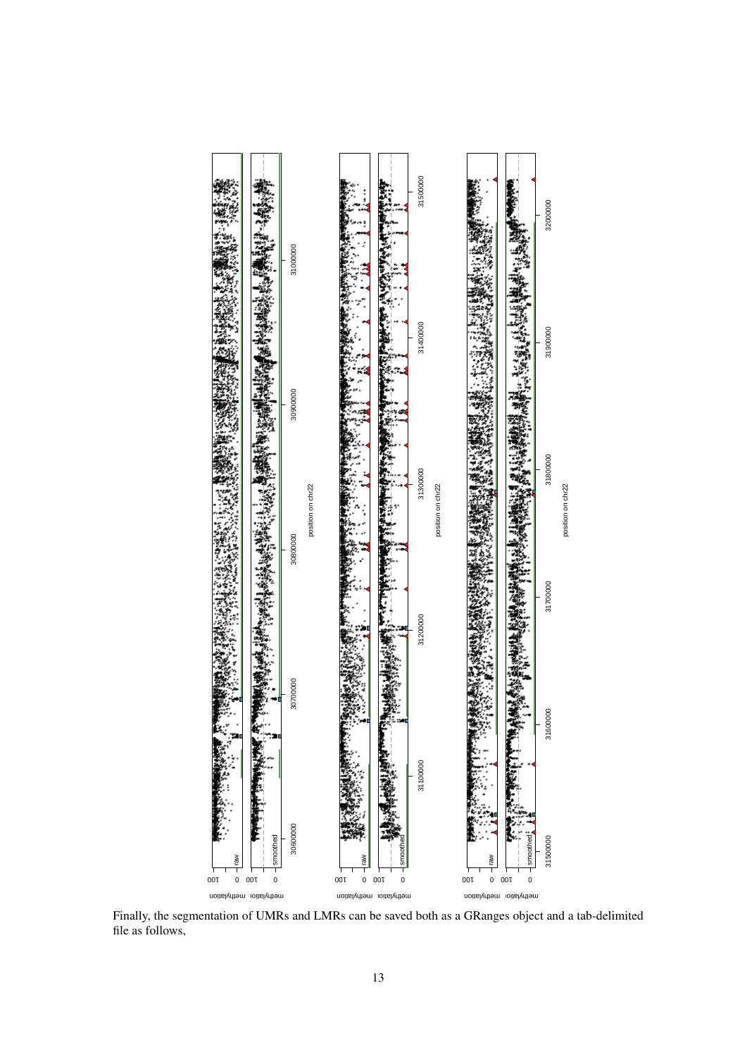Finally, the segmentation of UMRs and LMRs can be saved both as a GRanges object and a tab-delimited file as follows,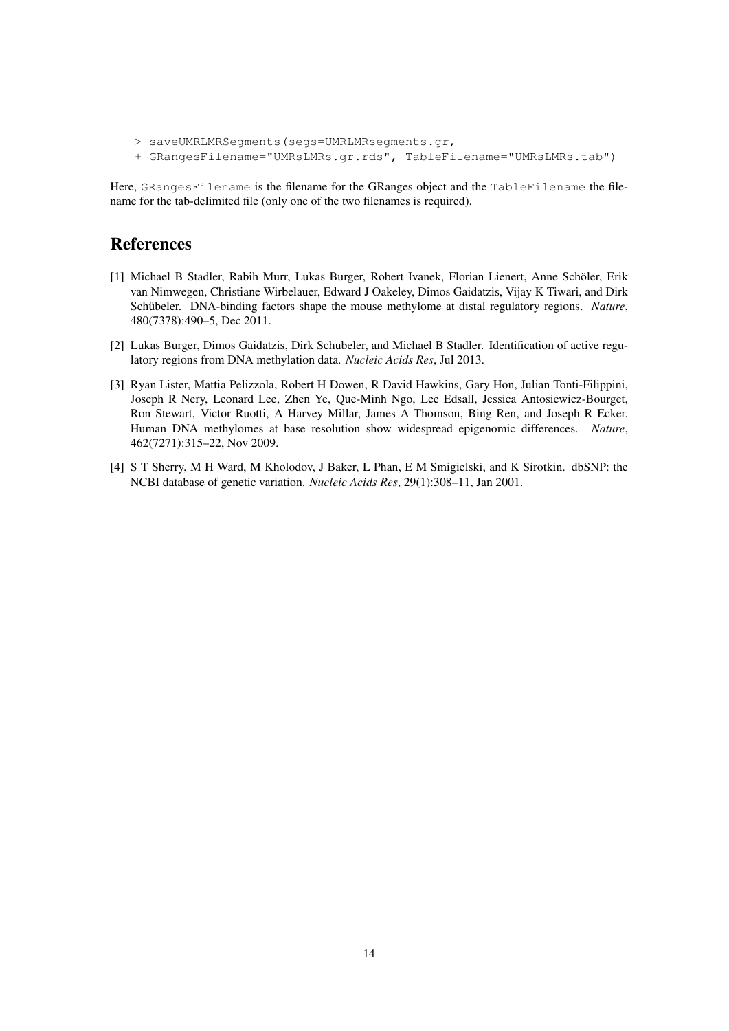```
> saveUMRLMRSegments(segs=UMRLMRsegments.gr,
+ GRangesFilename="UMRsLMRs.gr.rds", TableFilename="UMRsLMRs.tab")
```

Here, `GRangesFilename` is the filename for the GRanges object and the `TableFilename` the filename for the tab-delimited file (only one of the two filenames is required).

## References

[1] Michael B Stadler, Rabih Murr, Lukas Burger, Robert Ivanek, Florian Lienert, Anne Schöler, Erik van Nimwegen, Christiane Wirbelauer, Edward J Oakeley, Dimos Gaidatzis, Vijay K Tiwari, and Dirk Schübeler. DNA-binding factors shape the mouse methylome at distal regulatory regions. *Nature*, 480(7378):490–5, Dec 2011.

[2] Lukas Burger, Dimos Gaidatzis, Dirk Schubeler, and Michael B Stadler. Identification of active regulatory regions from DNA methylation data. *Nucleic Acids Res*, Jul 2013.

[3] Ryan Lister, Mattia Pelizzola, Robert H Dowen, R David Hawkins, Gary Hon, Julian Tonti-Filippini, Joseph R Nery, Leonard Lee, Zhen Ye, Que-Minh Ngo, Lee Edsall, Jessica Antosiewicz-Bourget, Ron Stewart, Victor Ruotti, A Harvey Millar, James A Thomson, Bing Ren, and Joseph R Ecker. Human DNA methylomes at base resolution show widespread epigenomic differences. *Nature*, 462(7271):315–22, Nov 2009.

[4] S T Sherry, M H Ward, M Kholodov, J Baker, L Phan, E M Smigielski, and K Sirotkin. dbSNP: the NCBI database of genetic variation. *Nucleic Acids Res*, 29(1):308–11, Jan 2001.